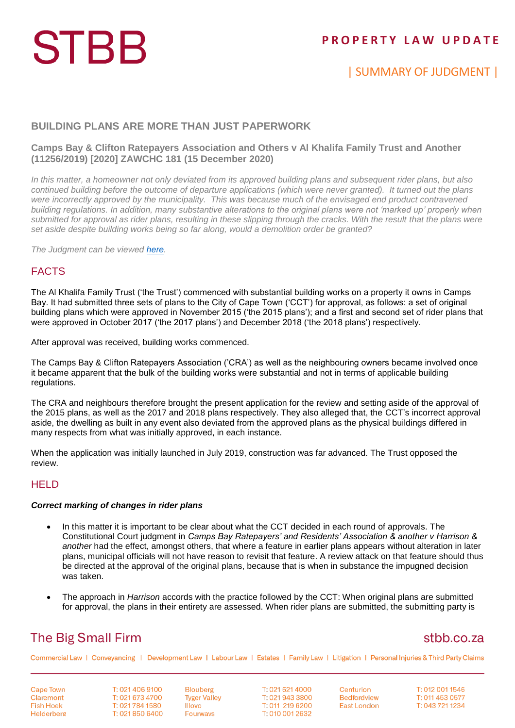# BUILDING PLANS ARE MORE THAN JUST PAPERWORK

## Camps Bay & Clifton Ratepayers Association and Others v Al Khalifa Family Trust and Another (11256/2019) [2020] ZAWCHC 181 (15 December 2020)

*In this matter, a homeowner not only deviated from its approved building plans and subsequent rider plans, but also continued building before the outcome of departure applications (which were never granted). It turned out the plans were incorrectly approved by the municipality. This was because much of the envisaged end product contravened building regulations. In addition, many substantive alterations to the original plans were not 'marked up' properly when submitted for approval as rider plans, resulting in these slipping through the cracks. With the result that the plans were set aside despite building works being so far along, would a demolition order be granted?*

*The Judgment can be viewed [here](#).*

## FACTS

The Al Khalifa Family Trust ('the Trust') commenced with substantial building works on a property it owns in Camps Bay. It had submitted three sets of plans to the City of Cape Town ('CCT') for approval, as follows: a set of original building plans which were approved in November 2015 ('the 2015 plans'); and a first and second set of rider plans that were approved in October 2017 ('the 2017 plans') and December 2018 ('the 2018 plans') respectively.

After approval was received, building works commenced.

The Camps Bay & Clifton Ratepayers Association ('CRA') as well as the neighbouring owners became involved once it became apparent that the bulk of the building works were substantial and not in terms of applicable building regulations.

The CRA and neighbours therefore brought the present application for the review and setting aside of the approval of the 2015 plans, as well as the 2017 and 2018 plans respectively. They also alleged that, the CCT's incorrect approval aside, the dwelling as built in any event also deviated from the approved plans as the physical buildings differed in many respects from what was initially approved, in each instance.

When the application was initially launched in July 2019, construction was far advanced. The Trust opposed the review.

## HELD

***Correct marking of changes in rider plans***

- In this matter it is important to be clear about what the CCT decided in each round of approvals. The Constitutional Court judgment in *Camps Bay Ratepayers' and Residents' Association & another v Harrison & another* had the effect, amongst others, that where a feature in earlier plans appears without alteration in later plans, municipal officials will not have reason to revisit that feature. A review attack on that feature should thus be directed at the approval of the original plans, because that is when in substance the impugned decision was taken.

- The approach in *Harrison* accords with the practice followed by the CCT: When original plans are submitted for approval, the plans in their entirety are assessed. When rider plans are submitted, the submitting party is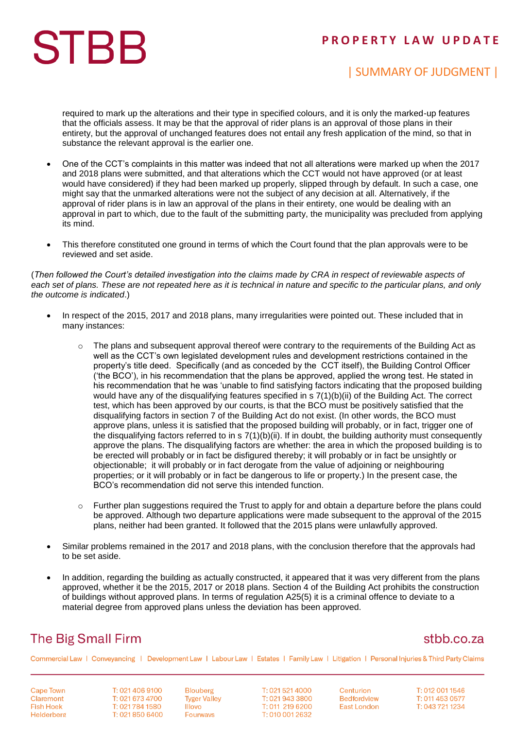required to mark up the alterations and their type in specified colours, and it is only the marked-up features that the officials assess. It may be that the approval of rider plans is an approval of those plans in their entirety, but the approval of unchanged features does not entail any fresh application of the mind, so that in substance the relevant approval is the earlier one.

- One of the CCT's complaints in this matter was indeed that not all alterations were marked up when the 2017 and 2018 plans were submitted, and that alterations which the CCT would not have approved (or at least would have considered) if they had been marked up properly, slipped through by default. In such a case, one might say that the unmarked alterations were not the subject of any decision at all. Alternatively, if the approval of rider plans is in law an approval of the plans in their entirety, one would be dealing with an approval in part to which, due to the fault of the submitting party, the municipality was precluded from applying its mind.

- This therefore constituted one ground in terms of which the Court found that the plan approvals were to be reviewed and set aside.

(*Then followed the Court's detailed investigation into the claims made by CRA in respect of reviewable aspects of each set of plans. These are not repeated here as it is technical in nature and specific to the particular plans, and only the outcome is indicated*.)

- In respect of the 2015, 2017 and 2018 plans, many irregularities were pointed out. These included that in many instances:

  - The plans and subsequent approval thereof were contrary to the requirements of the Building Act as well as the CCT's own legislated development rules and development restrictions contained in the property's title deed. Specifically (and as conceded by the CCT itself), the Building Control Officer ('the BCO'), in his recommendation that the plans be approved, applied the wrong test. He stated in his recommendation that he was 'unable to find satisfying factors indicating that the proposed building would have any of the disqualifying features specified in s 7(1)(b)(ii) of the Building Act. The correct test, which has been approved by our courts, is that the BCO must be positively satisfied that the disqualifying factors in section 7 of the Building Act do not exist. (In other words, the BCO must approve plans, unless it is satisfied that the proposed building will probably, or in fact, trigger one of the disqualifying factors referred to in s 7(1)(b)(ii). If in doubt, the building authority must consequently approve the plans. The disqualifying factors are whether: the area in which the proposed building is to be erected will probably or in fact be disfigured thereby; it will probably or in fact be unsightly or objectionable; it will probably or in fact derogate from the value of adjoining or neighbouring properties; or it will probably or in fact be dangerous to life or property.) In the present case, the BCO's recommendation did not serve this intended function.

  - Further plan suggestions required the Trust to apply for and obtain a departure before the plans could be approved. Although two departure applications were made subsequent to the approval of the 2015 plans, neither had been granted. It followed that the 2015 plans were unlawfully approved.

- Similar problems remained in the 2017 and 2018 plans, with the conclusion therefore that the approvals had to be set aside.

- In addition, regarding the building as actually constructed, it appeared that it was very different from the plans approved, whether it be the 2015, 2017 or 2018 plans. Section 4 of the Building Act prohibits the construction of buildings without approved plans. In terms of regulation A25(5) it is a criminal offence to deviate to a material degree from approved plans unless the deviation has been approved.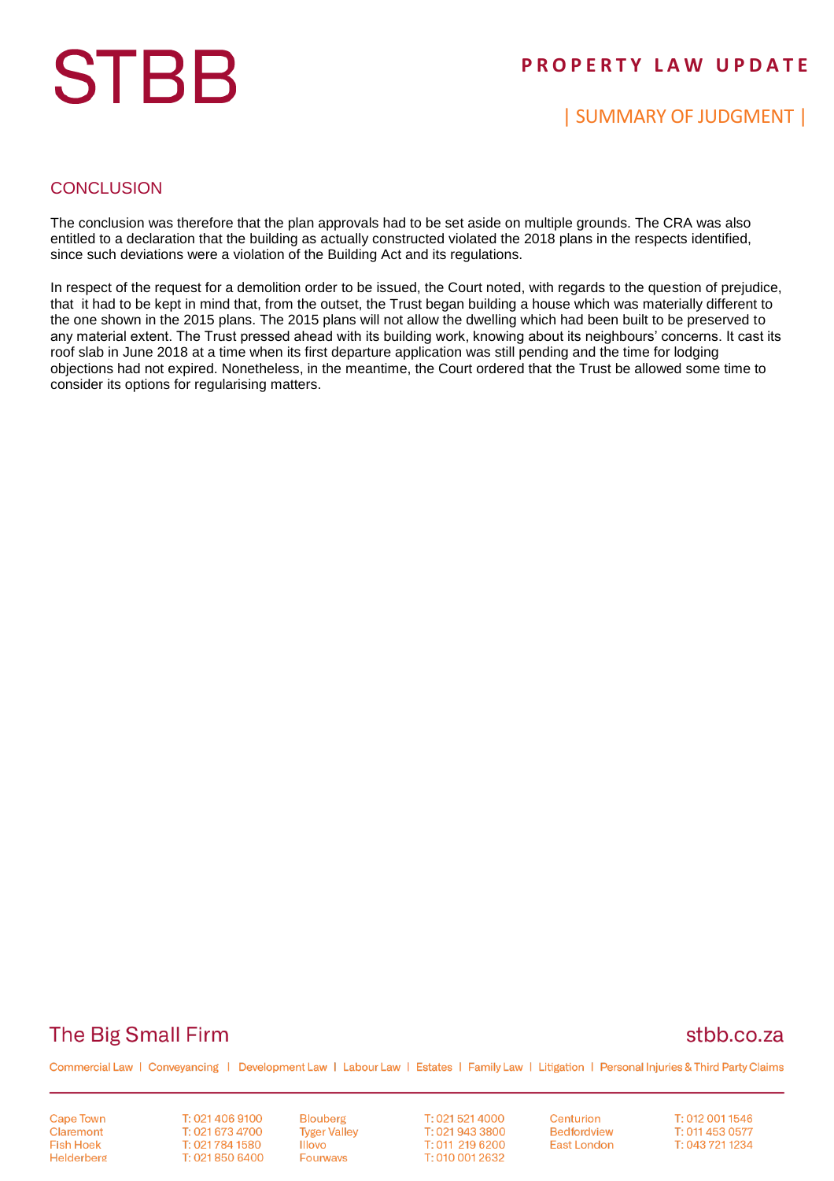## CONCLUSION

The conclusion was therefore that the plan approvals had to be set aside on multiple grounds. The CRA was also entitled to a declaration that the building as actually constructed violated the 2018 plans in the respects identified, since such deviations were a violation of the Building Act and its regulations.

In respect of the request for a demolition order to be issued, the Court noted, with regards to the question of prejudice, that it had to be kept in mind that, from the outset, the Trust began building a house which was materially different to the one shown in the 2015 plans. The 2015 plans will not allow the dwelling which had been built to be preserved to any material extent. The Trust pressed ahead with its building work, knowing about its neighbours' concerns. It cast its roof slab in June 2018 at a time when its first departure application was still pending and the time for lodging objections had not expired. Nonetheless, in the meantime, the Court ordered that the Trust be allowed some time to consider its options for regularising matters.